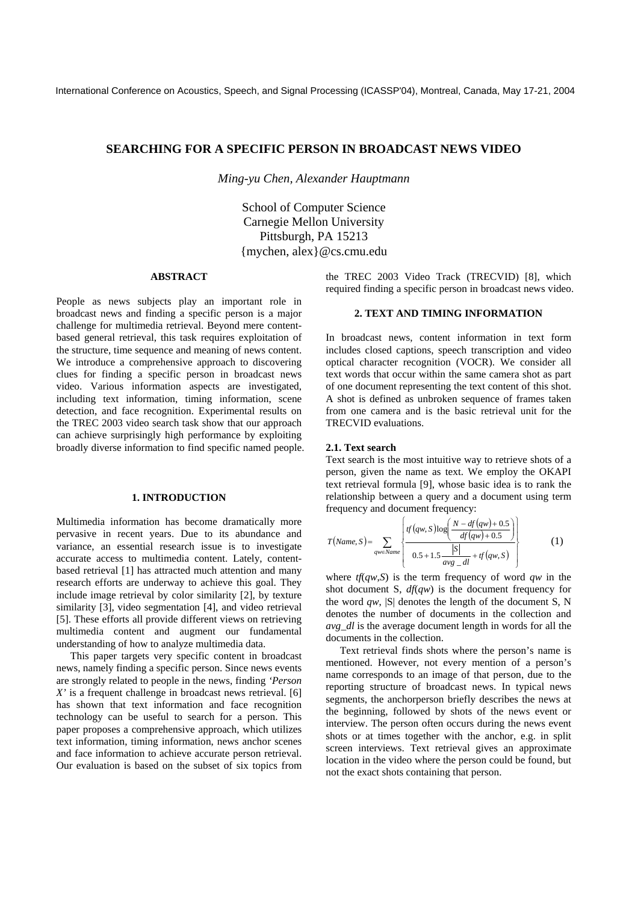# SEARCHING FOR A SPECIFIC PERSON IN BROADCAST NEWS VIDEO

*Ming-yu Chen, Alexander Hauptmann*

School of Computer Science
Carnegie Mellon University
Pittsburgh, PA 15213
{mychen, alex}@cs.cmu.edu

## ABSTRACT

People as news subjects play an important role in broadcast news and finding a specific person is a major challenge for multimedia retrieval. Beyond mere content-based general retrieval, this task requires exploitation of the structure, time sequence and meaning of news content. We introduce a comprehensive approach to discovering clues for finding a specific person in broadcast news video. Various information aspects are investigated, including text information, timing information, scene detection, and face recognition. Experimental results on the TREC 2003 video search task show that our approach can achieve surprisingly high performance by exploiting broadly diverse information to find specific named people.

## 1. INTRODUCTION

Multimedia information has become dramatically more pervasive in recent years. Due to its abundance and variance, an essential research issue is to investigate accurate access to multimedia content. Lately, content-based retrieval [1] has attracted much attention and many research efforts are underway to achieve this goal. They include image retrieval by color similarity [2], by texture similarity [3], video segmentation [4], and video retrieval [5]. These efforts all provide different views on retrieving multimedia content and augment our fundamental understanding of how to analyze multimedia data.

This paper targets very specific content in broadcast news, namely finding a specific person. Since news events are strongly related to people in the news, finding *'Person X'* is a frequent challenge in broadcast news retrieval. [6] has shown that text information and face recognition technology can be useful to search for a person. This paper proposes a comprehensive approach, which utilizes text information, timing information, news anchor scenes and face information to achieve accurate person retrieval. Our evaluation is based on the subset of six topics from the TREC 2003 Video Track (TRECVID) [8], which required finding a specific person in broadcast news video.

## 2. TEXT AND TIMING INFORMATION

In broadcast news, content information in text form includes closed captions, speech transcription and video optical character recognition (VOCR). We consider all text words that occur within the same camera shot as part of one document representing the text content of this shot. A shot is defined as unbroken sequence of frames taken from one camera and is the basic retrieval unit for the TRECVID evaluations.

### 2.1. Text search

Text search is the most intuitive way to retrieve shots of a person, given the name as text. We employ the OKAPI text retrieval formula [9], whose basic idea is to rank the relationship between a query and a document using term frequency and document frequency:

$$T(Name,S) = \sum_{qw \in Name} \left\{ \frac{tf(qw,S)\log\left(\frac{N - df(qw) + 0.5}{df(qw) + 0.5}\right)}{0.5 + 1.5\frac{|S|}{avg\_dl} + tf(qw,S)} \right\} \quad (1)$$

where $tf(qw,S)$ is the term frequency of word $qw$ in the shot document S, $df(qw)$ is the document frequency for the word $qw$, $|S|$ denotes the length of the document S, N denotes the number of documents in the collection and $avg\_dl$ is the average document length in words for all the documents in the collection.

Text retrieval finds shots where the person's name is mentioned. However, not every mention of a person's name corresponds to an image of that person, due to the reporting structure of broadcast news. In typical news segments, the anchorperson briefly describes the news at the beginning, followed by shots of the news event or interview. The person often occurs during the news event shots or at times together with the anchor, e.g. in split screen interviews. Text retrieval gives an approximate location in the video where the person could be found, but not the exact shots containing that person.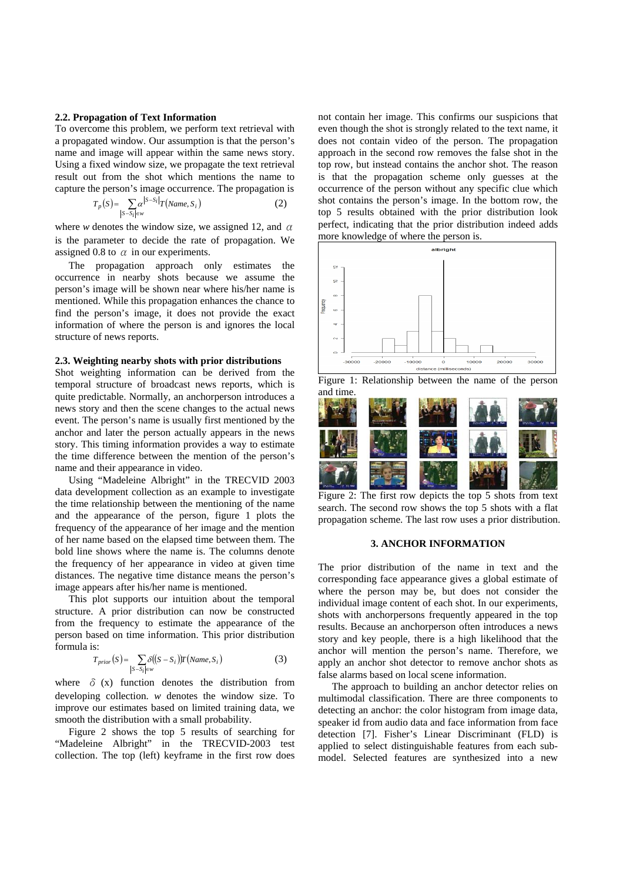### 2.2. Propagation of Text Information

To overcome this problem, we perform text retrieval with a propagated window. Our assumption is that the person's name and image will appear within the same news story. Using a fixed window size, we propagate the text retrieval result out from the shot which mentions the name to capture the person's image occurrence. The propagation is

$$T_p(S) = \sum_{|S-S_i| \in w} \alpha^{|S-S_i|} T(Name, S_i) \quad (2)$$

where $w$ denotes the window size, we assigned 12, and $\alpha$ is the parameter to decide the rate of propagation. We assigned 0.8 to $\alpha$ in our experiments.

The propagation approach only estimates the occurrence in nearby shots because we assume the person's image will be shown near where his/her name is mentioned. While this propagation enhances the chance to find the person's image, it does not provide the exact information of where the person is and ignores the local structure of news reports.

### 2.3. Weighting nearby shots with prior distributions

Shot weighting information can be derived from the temporal structure of broadcast news reports, which is quite predictable. Normally, an anchorperson introduces a news story and then the scene changes to the actual news event. The person's name is usually first mentioned by the anchor and later the person actually appears in the news story. This timing information provides a way to estimate the time difference between the mention of the person's name and their appearance in video.

Using "Madeleine Albright" in the TRECVID 2003 data development collection as an example to investigate the time relationship between the mentioning of the name and the appearance of the person, figure 1 plots the frequency of the appearance of her image and the mention of her name based on the elapsed time between them. The bold line shows where the name is. The columns denote the frequency of her appearance in video at given time distances. The negative time distance means the person's image appears after his/her name is mentioned.

This plot supports our intuition about the temporal structure. A prior distribution can now be constructed from the frequency to estimate the appearance of the person based on time information. This prior distribution formula is:

$$T_{prior}(S) = \sum_{|S-S_i| \in w} \delta((S - S_i)) T(Name, S_i) \quad (3)$$

where $\delta$ (x) function denotes the distribution from developing collection. $w$ denotes the window size. To improve our estimates based on limited training data, we smooth the distribution with a small probability.

Figure 2 shows the top 5 results of searching for "Madeleine Albright" in the TRECVID-2003 test collection. The top (left) keyframe in the first row does not contain her image. This confirms our suspicions that even though the shot is strongly related to the text name, it does not contain video of the person. The propagation approach in the second row removes the false shot in the top row, but instead contains the anchor shot. The reason is that the propagation scheme only guesses at the occurrence of the person without any specific clue which shot contains the person's image. In the bottom row, the top 5 results obtained with the prior distribution look perfect, indicating that the prior distribution indeed adds more knowledge of where the person is.

Figure 1: Relationship between the name of the person and time.

Figure 2: The first row depicts the top 5 shots from text search. The second row shows the top 5 shots with a flat propagation scheme. The last row uses a prior distribution.

## 3. ANCHOR INFORMATION

The prior distribution of the name in text and the corresponding face appearance gives a global estimate of where the person may be, but does not consider the individual image content of each shot. In our experiments, shots with anchorpersons frequently appeared in the top results. Because an anchorperson often introduces a news story and key people, there is a high likelihood that the anchor will mention the person's name. Therefore, we apply an anchor shot detector to remove anchor shots as false alarms based on local scene information.

The approach to building an anchor detector relies on multimodal classification. There are three components to detecting an anchor: the color histogram from image data, speaker id from audio data and face information from face detection [7]. Fisher's Linear Discriminant (FLD) is applied to select distinguishable features from each sub-model. Selected features are synthesized into a new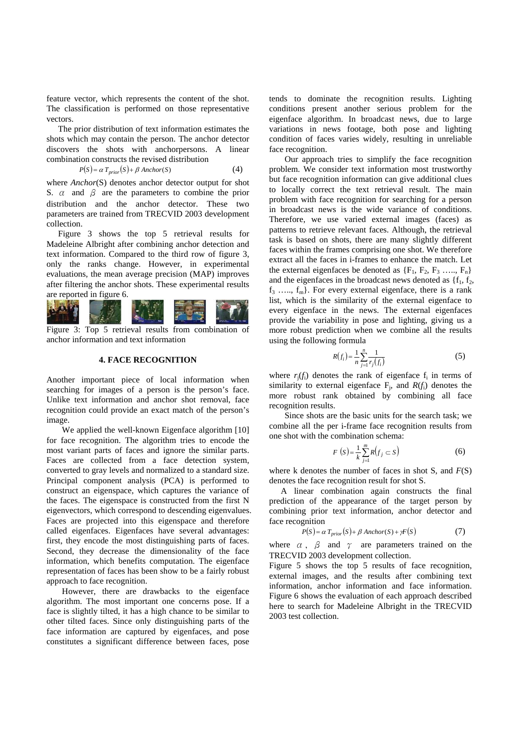feature vector, which represents the content of the shot. The classification is performed on those representative vectors.

The prior distribution of text information estimates the shots which may contain the person. The anchor detector discovers the shots with anchorpersons. A linear combination constructs the revised distribution

$$P(S) = \alpha\, T_{prior}(S) + \beta\, Anchor(S) \qquad (4)$$

where *Anchor*(S) denotes anchor detector output for shot S. $\alpha$ and $\beta$ are the parameters to combine the prior distribution and the anchor detector. These two parameters are trained from TRECVID 2003 development collection.

Figure 3 shows the top 5 retrieval results for Madeleine Albright after combining anchor detection and text information. Compared to the third row of figure 3, only the ranks change. However, in experimental evaluations, the mean average precision (MAP) improves after filtering the anchor shots. These experimental results are reported in figure 6.

Figure 3: Top 5 retrieval results from combination of anchor information and text information

## 4. FACE RECOGNITION

Another important piece of local information when searching for images of a person is the person's face. Unlike text information and anchor shot removal, face recognition could provide an exact match of the person's image.

We applied the well-known Eigenface algorithm [10] for face recognition. The algorithm tries to encode the most variant parts of faces and ignore the similar parts. Faces are collected from a face detection system, converted to gray levels and normalized to a standard size. Principal component analysis (PCA) is performed to construct an eigenspace, which captures the variance of the faces. The eigenspace is constructed from the first N eigenvectors, which correspond to descending eigenvalues. Faces are projected into this eigenspace and therefore called eigenfaces. Eigenfaces have several advantages: first, they encode the most distinguishing parts of faces. Second, they decrease the dimensionality of the face information, which benefits computation. The eigenface representation of faces has been show to be a fairly robust approach to face recognition.

However, there are drawbacks to the eigenface algorithm. The most important one concerns pose. If a face is slightly tilted, it has a high chance to be similar to other tilted faces. Since only distinguishing parts of the face information are captured by eigenfaces, and pose constitutes a significant difference between faces, pose tends to dominate the recognition results. Lighting conditions present another serious problem for the eigenface algorithm. In broadcast news, due to large variations in news footage, both pose and lighting condition of faces varies widely, resulting in unreliable face recognition.

Our approach tries to simplify the face recognition problem. We consider text information most trustworthy but face recognition information can give additional clues to locally correct the text retrieval result. The main problem with face recognition for searching for a person in broadcast news is the wide variance of conditions. Therefore, we use varied external images (faces) as patterns to retrieve relevant faces. Although, the retrieval task is based on shots, there are many slightly different faces within the frames comprising one shot. We therefore extract all the faces in i-frames to enhance the match. Let the external eigenfaces be denoted as $\{F_1, F_2, F_3 \ldots, F_n\}$ and the eigenfaces in the broadcast news denoted as $\{f_1, f_2, f_3 \ldots, f_m\}$. For every external eigenface, there is a rank list, which is the similarity of the external eigenface to every eigenface in the news. The external eigenfaces provide the variability in pose and lighting, giving us a more robust prediction when we combine all the results using the following formula

$$R(f_i) = \frac{1}{n}\sum_{j=1}^{n}\frac{1}{r_j(f_i)} \qquad (5)$$

where $r_j(f_i)$ denotes the rank of eigenface $f_i$ in terms of similarity to external eigenface $F_j$, and $R(f_i)$ denotes the more robust rank obtained by combining all face recognition results.

Since shots are the basic units for the search task; we combine all the per i-frame face recognition results from one shot with the combination schema:

$$F(S) = \frac{1}{k}\sum_{j=1}^{m} R(f_j \subset S) \qquad (6)$$

where k denotes the number of faces in shot S, and $F$(S) denotes the face recognition result for shot S.

A linear combination again constructs the final prediction of the appearance of the target person by combining prior text information, anchor detector and face recognition

$$P(S) = \alpha\, T_{prior}(S) + \beta\, Anchor(S) + \gamma F(S) \qquad (7)$$

where $\alpha$, $\beta$ and $\gamma$ are parameters trained on the TRECVID 2003 development collection.

Figure 5 shows the top 5 results of face recognition, external images, and the results after combining text information, anchor information and face information. Figure 6 shows the evaluation of each approach described here to search for Madeleine Albright in the TRECVID 2003 test collection.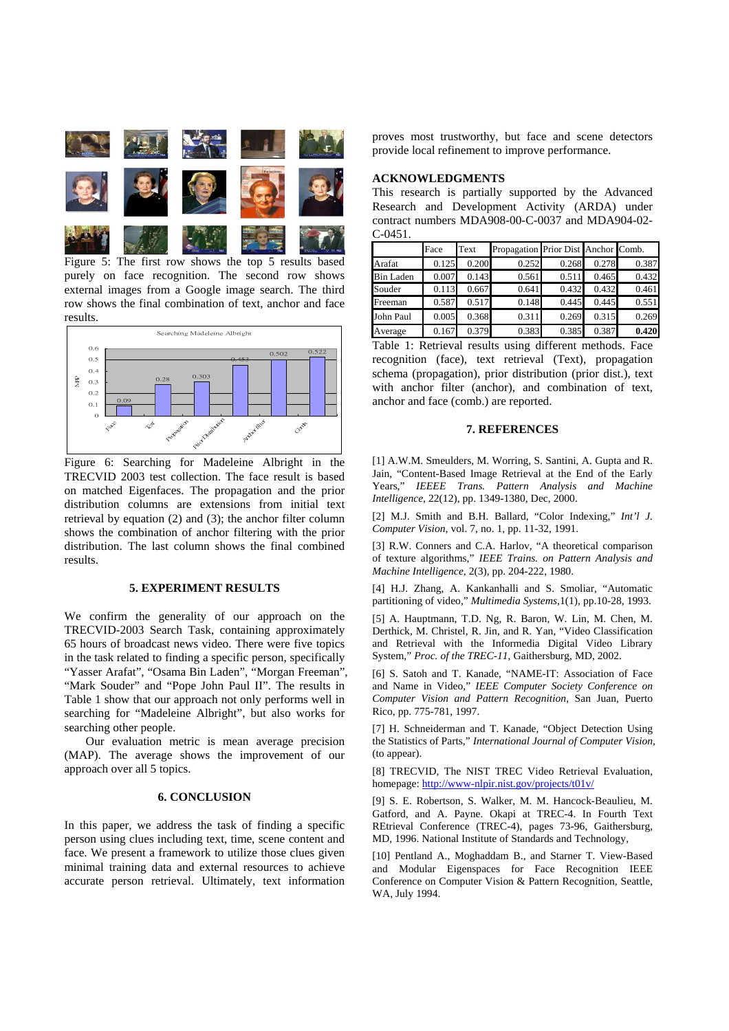Figure 5: The first row shows the top 5 results based purely on face recognition. The second row shows external images from a Google image search. The third row shows the final combination of text, anchor and face results.

Searching Madeleine Albright

MAP

0.6
0.5
0.4
0.3
0.2
0.1
0

0.09
0.28
0.303
0.453
0.502
0.522

Face
Text
Propagation
Prior Distribution
Anchor filter
Comb.

Figure 6: Searching for Madeleine Albright in the TRECVID 2003 test collection. The face result is based on matched Eigenfaces. The propagation and the prior distribution columns are extensions from initial text retrieval by equation (2) and (3); the anchor filter column shows the combination of anchor filtering with the prior distribution. The last column shows the final combined results.

## 5. EXPERIMENT RESULTS

We confirm the generality of our approach on the TRECVID-2003 Search Task, containing approximately 65 hours of broadcast news video. There were five topics in the task related to finding a specific person, specifically "Yasser Arafat", "Osama Bin Laden", "Morgan Freeman", "Mark Souder" and "Pope John Paul II". The results in Table 1 show that our approach not only performs well in searching for "Madeleine Albright", but also works for searching other people.

Our evaluation metric is mean average precision (MAP). The average shows the improvement of our approach over all 5 topics.

## 6. CONCLUSION

In this paper, we address the task of finding a specific person using clues including text, time, scene content and face. We present a framework to utilize those clues given minimal training data and external resources to achieve accurate person retrieval. Ultimately, text information proves most trustworthy, but face and scene detectors provide local refinement to improve performance.

## ACKNOWLEDGMENTS

This research is partially supported by the Advanced Research and Development Activity (ARDA) under contract numbers MDA908-00-C-0037 and MDA904-02-C-0451.

| | Face | Text | Propagation | Prior Dist | Anchor | Comb. |
|---|---|---|---|---|---|---|
| Arafat | 0.125 | 0.200 | 0.252 | 0.268 | 0.278 | 0.387 |
| Bin Laden | 0.007 | 0.143 | 0.561 | 0.511 | 0.465 | 0.432 |
| Souder | 0.113 | 0.667 | 0.641 | 0.432 | 0.432 | 0.461 |
| Freeman | 0.587 | 0.517 | 0.148 | 0.445 | 0.445 | 0.551 |
| John Paul | 0.005 | 0.368 | 0.311 | 0.269 | 0.315 | 0.269 |
| Average | 0.167 | 0.379 | 0.383 | 0.385 | 0.387 | **0.420** |

Table 1: Retrieval results using different methods. Face recognition (face), text retrieval (Text), propagation schema (propagation), prior distribution (prior dist.), text with anchor filter (anchor), and combination of text, anchor and face (comb.) are reported.

## 7. REFERENCES

[1] A.W.M. Smeulders, M. Worring, S. Santini, A. Gupta and R. Jain, "Content-Based Image Retrieval at the End of the Early Years," *IEEEE Trans. Pattern Analysis and Machine Intelligence*, 22(12), pp. 1349-1380, Dec, 2000.

[2] M.J. Smith and B.H. Ballard, "Color Indexing," *Int'l J. Computer Vision*, vol. 7, no. 1, pp. 11-32, 1991.

[3] R.W. Conners and C.A. Harlov, "A theoretical comparison of texture algorithms," *IEEE Trains. on Pattern Analysis and Machine Intelligence*, 2(3), pp. 204-222, 1980.

[4] H.J. Zhang, A. Kankanhalli and S. Smoliar, "Automatic partitioning of video," *Multimedia Systems*,1(1), pp.10-28, 1993.

[5] A. Hauptmann, T.D. Ng, R. Baron, W. Lin, M. Chen, M. Derthick, M. Christel, R. Jin, and R. Yan, "Video Classification and Retrieval with the Informedia Digital Video Library System," *Proc. of the TREC-11*, Gaithersburg, MD, 2002.

[6] S. Satoh and T. Kanade, "NAME-IT: Association of Face and Name in Video," *IEEE Computer Society Conference on Computer Vision and Pattern Recognition*, San Juan, Puerto Rico, pp. 775-781, 1997.

[7] H. Schneiderman and T. Kanade, "Object Detection Using the Statistics of Parts," *International Journal of Computer Vision*, (to appear).

[8] TRECVID, The NIST TREC Video Retrieval Evaluation, homepage: http://www-nlpir.nist.gov/projects/t01v/

[9] S. E. Robertson, S. Walker, M. M. Hancock-Beaulieu, M. Gatford, and A. Payne. Okapi at TREC-4. In Fourth Text REtrieval Conference (TREC-4), pages 73-96, Gaithersburg, MD, 1996. National Institute of Standards and Technology,

[10] Pentland A., Moghaddam B., and Starner T. View-Based and Modular Eigenspaces for Face Recognition IEEE Conference on Computer Vision & Pattern Recognition, Seattle, WA, July 1994.